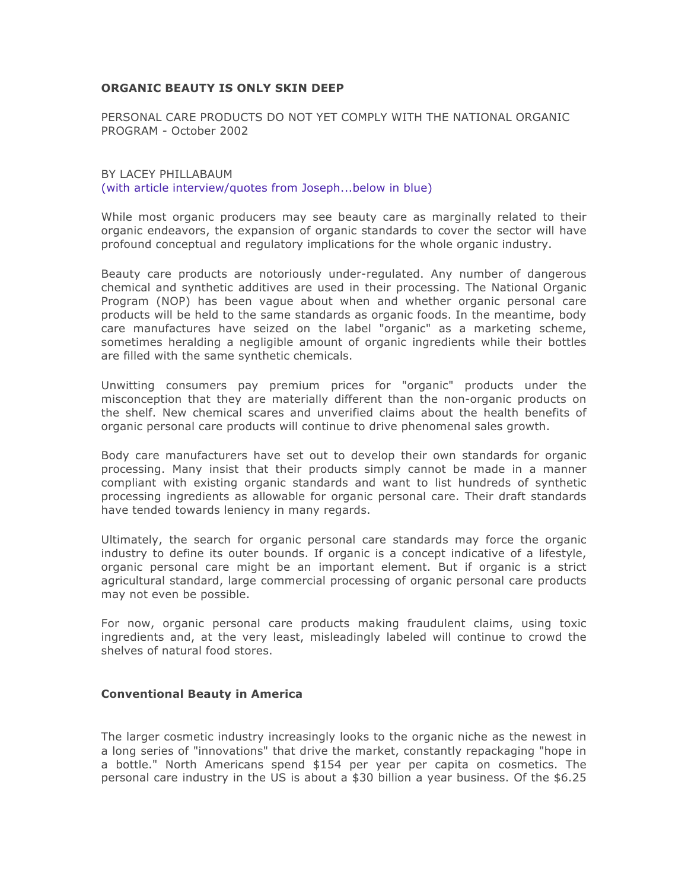# ORGANIC BEAUTY IS ONLY SKIN DEEP

PERSONAL CARE PRODUCTS DO NOT YET COMPLY WITH THE NATIONAL ORGANIC PROGRAM - October 2002

BY LACEY PHILLABAUM
(with article interview/quotes from Joseph...below in blue)

While most organic producers may see beauty care as marginally related to their organic endeavors, the expansion of organic standards to cover the sector will have profound conceptual and regulatory implications for the whole organic industry.

Beauty care products are notoriously under-regulated. Any number of dangerous chemical and synthetic additives are used in their processing. The National Organic Program (NOP) has been vague about when and whether organic personal care products will be held to the same standards as organic foods. In the meantime, body care manufactures have seized on the label "organic" as a marketing scheme, sometimes heralding a negligible amount of organic ingredients while their bottles are filled with the same synthetic chemicals.

Unwitting consumers pay premium prices for "organic" products under the misconception that they are materially different than the non-organic products on the shelf. New chemical scares and unverified claims about the health benefits of organic personal care products will continue to drive phenomenal sales growth.

Body care manufacturers have set out to develop their own standards for organic processing. Many insist that their products simply cannot be made in a manner compliant with existing organic standards and want to list hundreds of synthetic processing ingredients as allowable for organic personal care. Their draft standards have tended towards leniency in many regards.

Ultimately, the search for organic personal care standards may force the organic industry to define its outer bounds. If organic is a concept indicative of a lifestyle, organic personal care might be an important element. But if organic is a strict agricultural standard, large commercial processing of organic personal care products may not even be possible.

For now, organic personal care products making fraudulent claims, using toxic ingredients and, at the very least, misleadingly labeled will continue to crowd the shelves of natural food stores.

## Conventional Beauty in America

The larger cosmetic industry increasingly looks to the organic niche as the newest in a long series of "innovations" that drive the market, constantly repackaging "hope in a bottle." North Americans spend $154 per year per capita on cosmetics. The personal care industry in the US is about a $30 billion a year business. Of the $6.25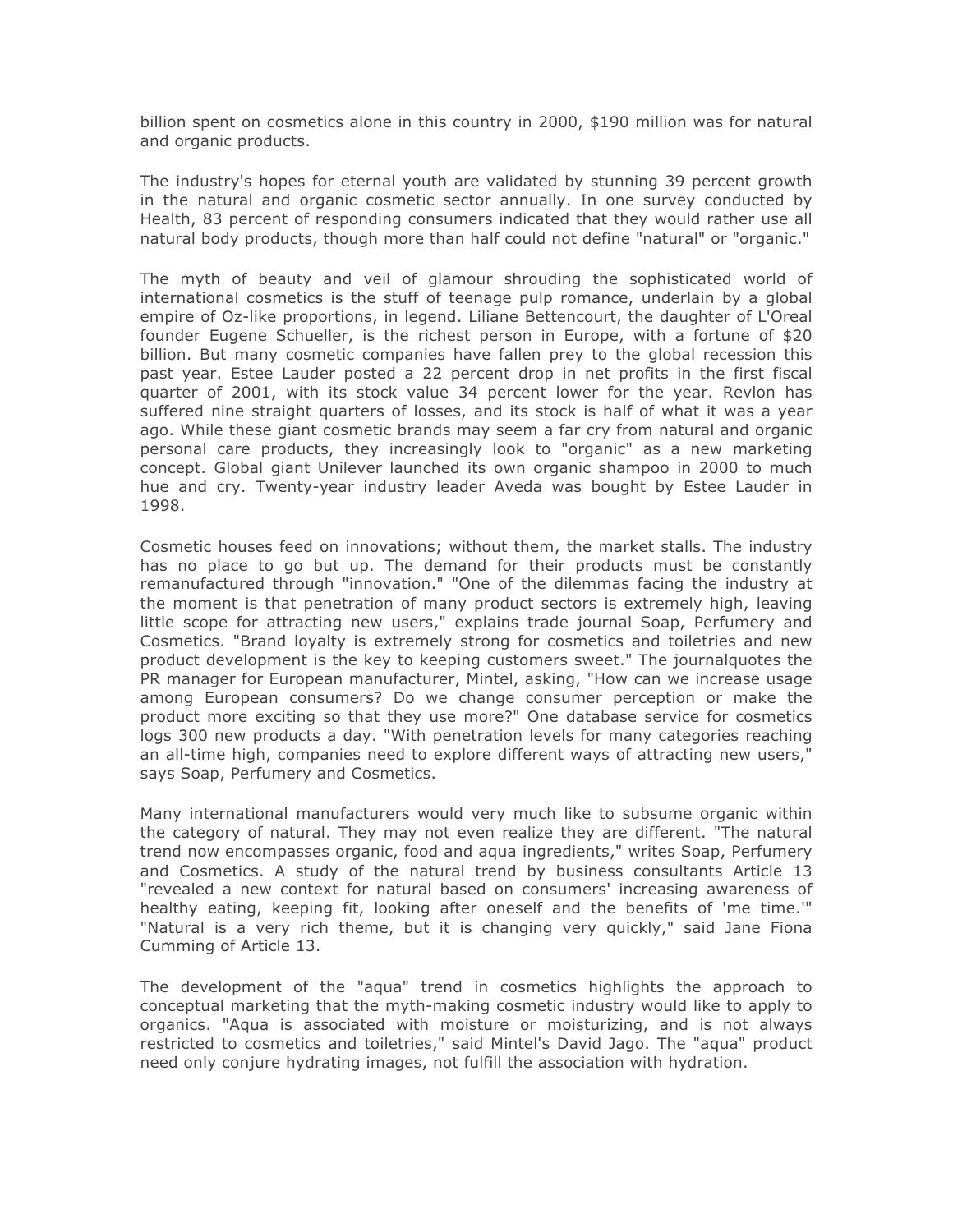billion spent on cosmetics alone in this country in 2000, $190 million was for natural and organic products.

The industry's hopes for eternal youth are validated by stunning 39 percent growth in the natural and organic cosmetic sector annually. In one survey conducted by Health, 83 percent of responding consumers indicated that they would rather use all natural body products, though more than half could not define "natural" or "organic."

The myth of beauty and veil of glamour shrouding the sophisticated world of international cosmetics is the stuff of teenage pulp romance, underlain by a global empire of Oz-like proportions, in legend. Liliane Bettencourt, the daughter of L'Oreal founder Eugene Schueller, is the richest person in Europe, with a fortune of $20 billion. But many cosmetic companies have fallen prey to the global recession this past year. Estee Lauder posted a 22 percent drop in net profits in the first fiscal quarter of 2001, with its stock value 34 percent lower for the year. Revlon has suffered nine straight quarters of losses, and its stock is half of what it was a year ago. While these giant cosmetic brands may seem a far cry from natural and organic personal care products, they increasingly look to "organic" as a new marketing concept. Global giant Unilever launched its own organic shampoo in 2000 to much hue and cry. Twenty-year industry leader Aveda was bought by Estee Lauder in 1998.

Cosmetic houses feed on innovations; without them, the market stalls. The industry has no place to go but up. The demand for their products must be constantly remanufactured through "innovation." "One of the dilemmas facing the industry at the moment is that penetration of many product sectors is extremely high, leaving little scope for attracting new users," explains trade journal Soap, Perfumery and Cosmetics. "Brand loyalty is extremely strong for cosmetics and toiletries and new product development is the key to keeping customers sweet." The journalquotes the PR manager for European manufacturer, Mintel, asking, "How can we increase usage among European consumers? Do we change consumer perception or make the product more exciting so that they use more?" One database service for cosmetics logs 300 new products a day. "With penetration levels for many categories reaching an all-time high, companies need to explore different ways of attracting new users," says Soap, Perfumery and Cosmetics.

Many international manufacturers would very much like to subsume organic within the category of natural. They may not even realize they are different. "The natural trend now encompasses organic, food and aqua ingredients," writes Soap, Perfumery and Cosmetics. A study of the natural trend by business consultants Article 13 "revealed a new context for natural based on consumers' increasing awareness of healthy eating, keeping fit, looking after oneself and the benefits of 'me time.'" "Natural is a very rich theme, but it is changing very quickly," said Jane Fiona Cumming of Article 13.

The development of the "aqua" trend in cosmetics highlights the approach to conceptual marketing that the myth-making cosmetic industry would like to apply to organics. "Aqua is associated with moisture or moisturizing, and is not always restricted to cosmetics and toiletries," said Mintel's David Jago. The "aqua" product need only conjure hydrating images, not fulfill the association with hydration.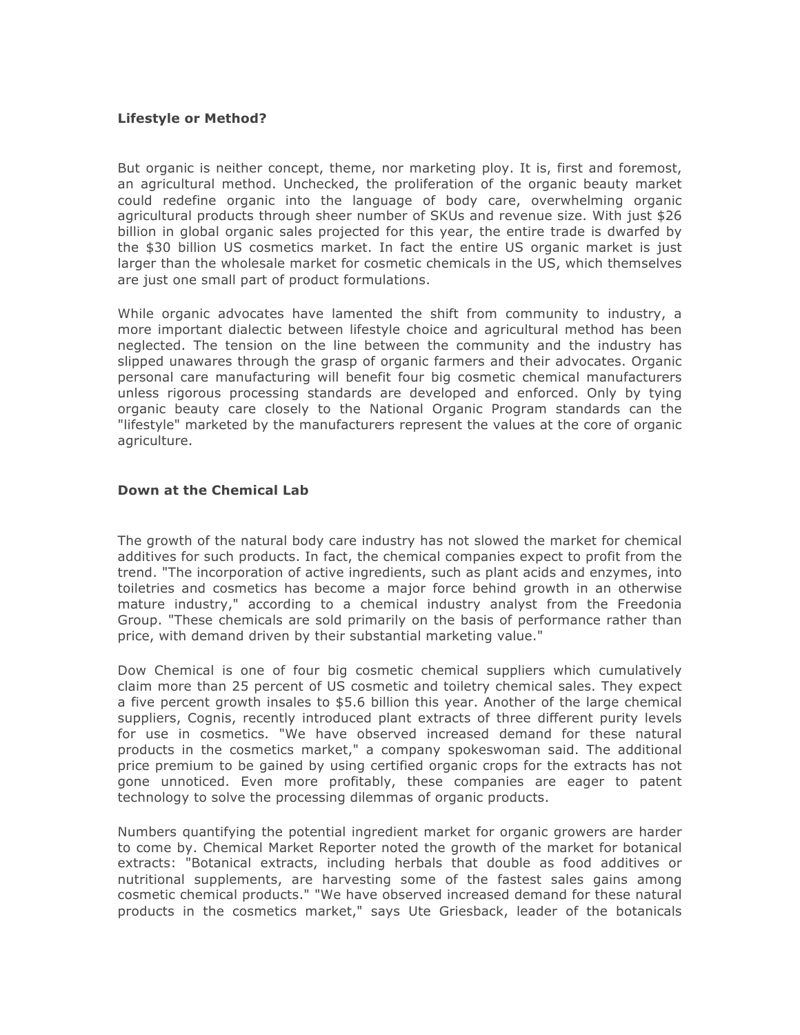**Lifestyle or Method?**

But organic is neither concept, theme, nor marketing ploy. It is, first and foremost, an agricultural method. Unchecked, the proliferation of the organic beauty market could redefine organic into the language of body care, overwhelming organic agricultural products through sheer number of SKUs and revenue size. With just $26 billion in global organic sales projected for this year, the entire trade is dwarfed by the $30 billion US cosmetics market. In fact the entire US organic market is just larger than the wholesale market for cosmetic chemicals in the US, which themselves are just one small part of product formulations.

While organic advocates have lamented the shift from community to industry, a more important dialectic between lifestyle choice and agricultural method has been neglected. The tension on the line between the community and the industry has slipped unawares through the grasp of organic farmers and their advocates. Organic personal care manufacturing will benefit four big cosmetic chemical manufacturers unless rigorous processing standards are developed and enforced. Only by tying organic beauty care closely to the National Organic Program standards can the "lifestyle" marketed by the manufacturers represent the values at the core of organic agriculture.

**Down at the Chemical Lab**

The growth of the natural body care industry has not slowed the market for chemical additives for such products. In fact, the chemical companies expect to profit from the trend. "The incorporation of active ingredients, such as plant acids and enzymes, into toiletries and cosmetics has become a major force behind growth in an otherwise mature industry," according to a chemical industry analyst from the Freedonia Group. "These chemicals are sold primarily on the basis of performance rather than price, with demand driven by their substantial marketing value."

Dow Chemical is one of four big cosmetic chemical suppliers which cumulatively claim more than 25 percent of US cosmetic and toiletry chemical sales. They expect a five percent growth insales to $5.6 billion this year. Another of the large chemical suppliers, Cognis, recently introduced plant extracts of three different purity levels for use in cosmetics. "We have observed increased demand for these natural products in the cosmetics market," a company spokeswoman said. The additional price premium to be gained by using certified organic crops for the extracts has not gone unnoticed. Even more profitably, these companies are eager to patent technology to solve the processing dilemmas of organic products.

Numbers quantifying the potential ingredient market for organic growers are harder to come by. Chemical Market Reporter noted the growth of the market for botanical extracts: "Botanical extracts, including herbals that double as food additives or nutritional supplements, are harvesting some of the fastest sales gains among cosmetic chemical products." "We have observed increased demand for these natural products in the cosmetics market," says Ute Griesback, leader of the botanicals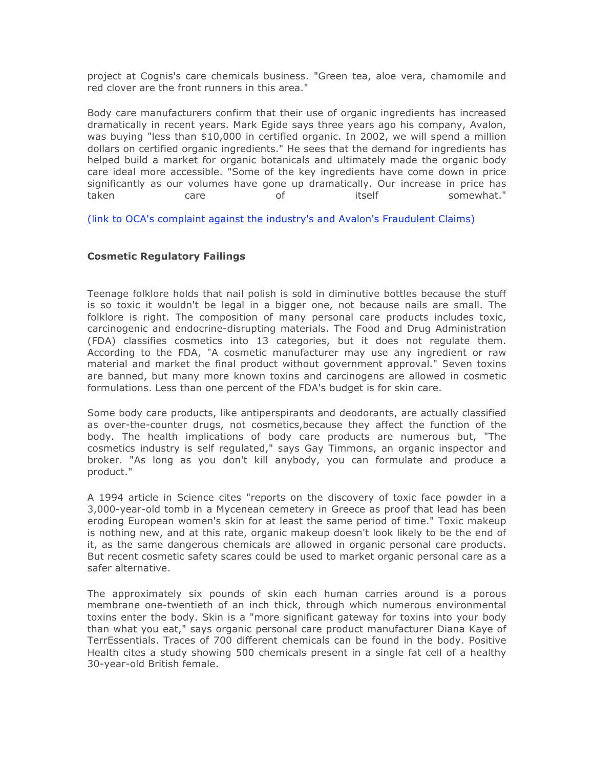project at Cognis's care chemicals business. "Green tea, aloe vera, chamomile and red clover are the front runners in this area."

Body care manufacturers confirm that their use of organic ingredients has increased dramatically in recent years. Mark Egide says three years ago his company, Avalon, was buying "less than $10,000 in certified organic. In 2002, we will spend a million dollars on certified organic ingredients." He sees that the demand for ingredients has helped build a market for organic botanicals and ultimately made the organic body care ideal more accessible. "Some of the key ingredients have come down in price significantly as our volumes have gone up dramatically. Our increase in price has taken care of itself somewhat."

(link to OCA's complaint against the industry's and Avalon's Fraudulent Claims)

**Cosmetic Regulatory Failings**

Teenage folklore holds that nail polish is sold in diminutive bottles because the stuff is so toxic it wouldn't be legal in a bigger one, not because nails are small. The folklore is right. The composition of many personal care products includes toxic, carcinogenic and endocrine-disrupting materials. The Food and Drug Administration (FDA) classifies cosmetics into 13 categories, but it does not regulate them. According to the FDA, "A cosmetic manufacturer may use any ingredient or raw material and market the final product without government approval." Seven toxins are banned, but many more known toxins and carcinogens are allowed in cosmetic formulations. Less than one percent of the FDA's budget is for skin care.

Some body care products, like antiperspirants and deodorants, are actually classified as over-the-counter drugs, not cosmetics,because they affect the function of the body. The health implications of body care products are numerous but, "The cosmetics industry is self regulated," says Gay Timmons, an organic inspector and broker. "As long as you don't kill anybody, you can formulate and produce a product."

A 1994 article in Science cites "reports on the discovery of toxic face powder in a 3,000-year-old tomb in a Mycenean cemetery in Greece as proof that lead has been eroding European women's skin for at least the same period of time." Toxic makeup is nothing new, and at this rate, organic makeup doesn't look likely to be the end of it, as the same dangerous chemicals are allowed in organic personal care products. But recent cosmetic safety scares could be used to market organic personal care as a safer alternative.

The approximately six pounds of skin each human carries around is a porous membrane one-twentieth of an inch thick, through which numerous environmental toxins enter the body. Skin is a "more significant gateway for toxins into your body than what you eat," says organic personal care product manufacturer Diana Kaye of TerrEssentials. Traces of 700 different chemicals can be found in the body. Positive Health cites a study showing 500 chemicals present in a single fat cell of a healthy 30-year-old British female.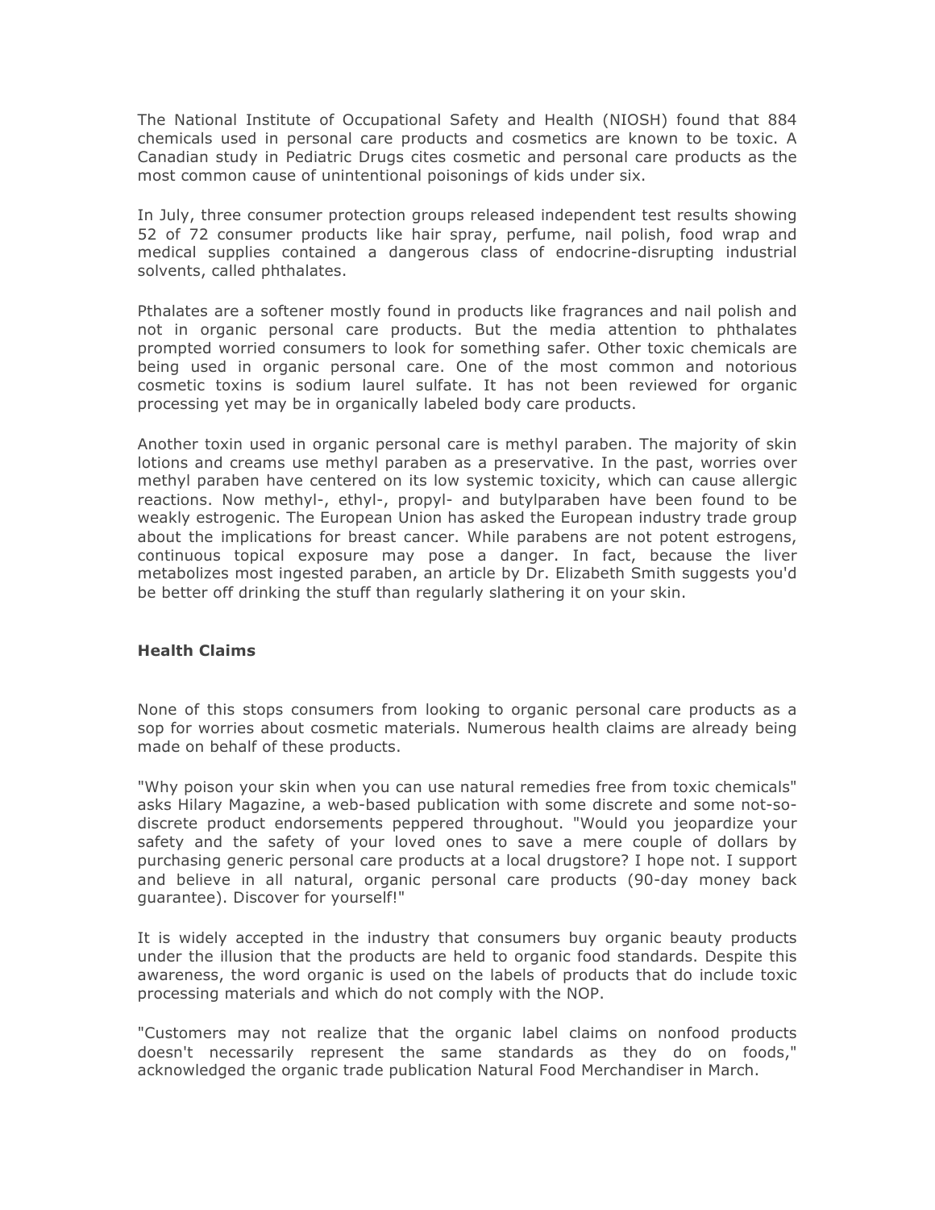The National Institute of Occupational Safety and Health (NIOSH) found that 884 chemicals used in personal care products and cosmetics are known to be toxic. A Canadian study in Pediatric Drugs cites cosmetic and personal care products as the most common cause of unintentional poisonings of kids under six.

In July, three consumer protection groups released independent test results showing 52 of 72 consumer products like hair spray, perfume, nail polish, food wrap and medical supplies contained a dangerous class of endocrine-disrupting industrial solvents, called phthalates.

Pthalates are a softener mostly found in products like fragrances and nail polish and not in organic personal care products. But the media attention to phthalates prompted worried consumers to look for something safer. Other toxic chemicals are being used in organic personal care. One of the most common and notorious cosmetic toxins is sodium laurel sulfate. It has not been reviewed for organic processing yet may be in organically labeled body care products.

Another toxin used in organic personal care is methyl paraben. The majority of skin lotions and creams use methyl paraben as a preservative. In the past, worries over methyl paraben have centered on its low systemic toxicity, which can cause allergic reactions. Now methyl-, ethyl-, propyl- and butylparaben have been found to be weakly estrogenic. The European Union has asked the European industry trade group about the implications for breast cancer. While parabens are not potent estrogens, continuous topical exposure may pose a danger. In fact, because the liver metabolizes most ingested paraben, an article by Dr. Elizabeth Smith suggests you'd be better off drinking the stuff than regularly slathering it on your skin.

**Health Claims**

None of this stops consumers from looking to organic personal care products as a sop for worries about cosmetic materials. Numerous health claims are already being made on behalf of these products.

"Why poison your skin when you can use natural remedies free from toxic chemicals" asks Hilary Magazine, a web-based publication with some discrete and some not-so-discrete product endorsements peppered throughout. "Would you jeopardize your safety and the safety of your loved ones to save a mere couple of dollars by purchasing generic personal care products at a local drugstore? I hope not. I support and believe in all natural, organic personal care products (90-day money back guarantee). Discover for yourself!"

It is widely accepted in the industry that consumers buy organic beauty products under the illusion that the products are held to organic food standards. Despite this awareness, the word organic is used on the labels of products that do include toxic processing materials and which do not comply with the NOP.

"Customers may not realize that the organic label claims on nonfood products doesn't necessarily represent the same standards as they do on foods," acknowledged the organic trade publication Natural Food Merchandiser in March.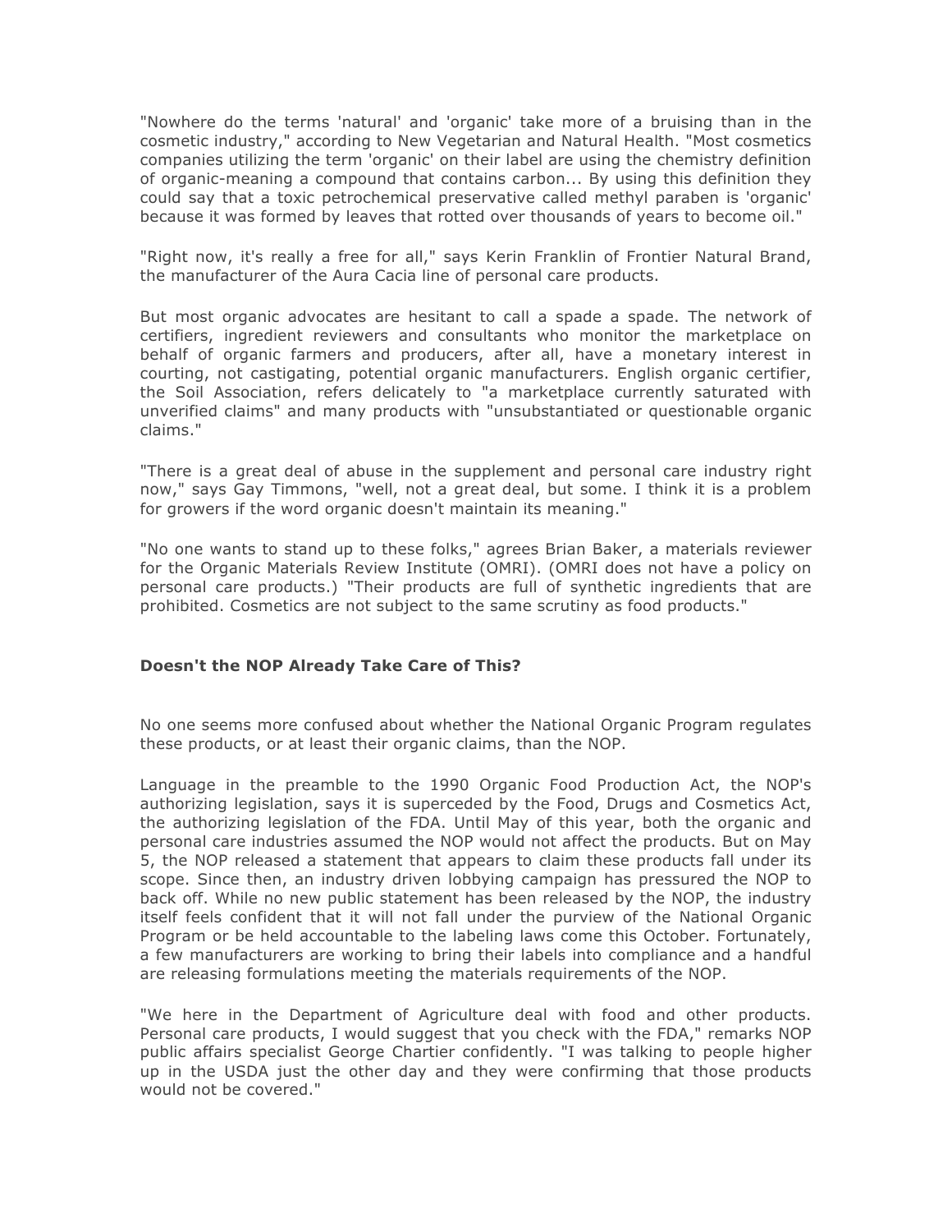"Nowhere do the terms 'natural' and 'organic' take more of a bruising than in the cosmetic industry," according to New Vegetarian and Natural Health. "Most cosmetics companies utilizing the term 'organic' on their label are using the chemistry definition of organic-meaning a compound that contains carbon... By using this definition they could say that a toxic petrochemical preservative called methyl paraben is 'organic' because it was formed by leaves that rotted over thousands of years to become oil."

"Right now, it's really a free for all," says Kerin Franklin of Frontier Natural Brand, the manufacturer of the Aura Cacia line of personal care products.

But most organic advocates are hesitant to call a spade a spade. The network of certifiers, ingredient reviewers and consultants who monitor the marketplace on behalf of organic farmers and producers, after all, have a monetary interest in courting, not castigating, potential organic manufacturers. English organic certifier, the Soil Association, refers delicately to "a marketplace currently saturated with unverified claims" and many products with "unsubstantiated or questionable organic claims."

"There is a great deal of abuse in the supplement and personal care industry right now," says Gay Timmons, "well, not a great deal, but some. I think it is a problem for growers if the word organic doesn't maintain its meaning."

"No one wants to stand up to these folks," agrees Brian Baker, a materials reviewer for the Organic Materials Review Institute (OMRI). (OMRI does not have a policy on personal care products.) "Their products are full of synthetic ingredients that are prohibited. Cosmetics are not subject to the same scrutiny as food products."

**Doesn't the NOP Already Take Care of This?**

No one seems more confused about whether the National Organic Program regulates these products, or at least their organic claims, than the NOP.

Language in the preamble to the 1990 Organic Food Production Act, the NOP's authorizing legislation, says it is superceded by the Food, Drugs and Cosmetics Act, the authorizing legislation of the FDA. Until May of this year, both the organic and personal care industries assumed the NOP would not affect the products. But on May 5, the NOP released a statement that appears to claim these products fall under its scope. Since then, an industry driven lobbying campaign has pressured the NOP to back off. While no new public statement has been released by the NOP, the industry itself feels confident that it will not fall under the purview of the National Organic Program or be held accountable to the labeling laws come this October. Fortunately, a few manufacturers are working to bring their labels into compliance and a handful are releasing formulations meeting the materials requirements of the NOP.

"We here in the Department of Agriculture deal with food and other products. Personal care products, I would suggest that you check with the FDA," remarks NOP public affairs specialist George Chartier confidently. "I was talking to people higher up in the USDA just the other day and they were confirming that those products would not be covered."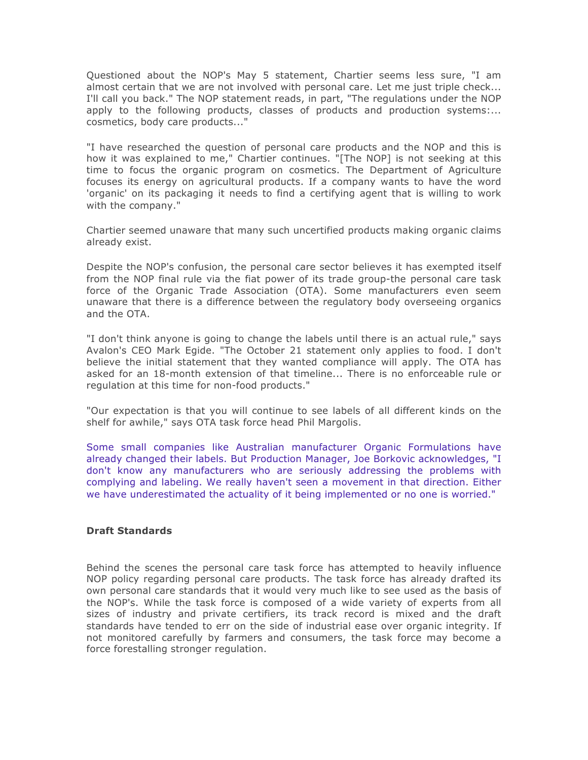Questioned about the NOP's May 5 statement, Chartier seems less sure, "I am almost certain that we are not involved with personal care. Let me just triple check... I'll call you back." The NOP statement reads, in part, "The regulations under the NOP apply to the following products, classes of products and production systems:... cosmetics, body care products..."

"I have researched the question of personal care products and the NOP and this is how it was explained to me," Chartier continues. "[The NOP] is not seeking at this time to focus the organic program on cosmetics. The Department of Agriculture focuses its energy on agricultural products. If a company wants to have the word 'organic' on its packaging it needs to find a certifying agent that is willing to work with the company."

Chartier seemed unaware that many such uncertified products making organic claims already exist.

Despite the NOP's confusion, the personal care sector believes it has exempted itself from the NOP final rule via the fiat power of its trade group-the personal care task force of the Organic Trade Association (OTA). Some manufacturers even seem unaware that there is a difference between the regulatory body overseeing organics and the OTA.

"I don't think anyone is going to change the labels until there is an actual rule," says Avalon's CEO Mark Egide. "The October 21 statement only applies to food. I don't believe the initial statement that they wanted compliance will apply. The OTA has asked for an 18-month extension of that timeline... There is no enforceable rule or regulation at this time for non-food products."

"Our expectation is that you will continue to see labels of all different kinds on the shelf for awhile," says OTA task force head Phil Margolis.

Some small companies like Australian manufacturer Organic Formulations have already changed their labels. But Production Manager, Joe Borkovic acknowledges, "I don't know any manufacturers who are seriously addressing the problems with complying and labeling. We really haven't seen a movement in that direction. Either we have underestimated the actuality of it being implemented or no one is worried."

**Draft Standards**

Behind the scenes the personal care task force has attempted to heavily influence NOP policy regarding personal care products. The task force has already drafted its own personal care standards that it would very much like to see used as the basis of the NOP's. While the task force is composed of a wide variety of experts from all sizes of industry and private certifiers, its track record is mixed and the draft standards have tended to err on the side of industrial ease over organic integrity. If not monitored carefully by farmers and consumers, the task force may become a force forestalling stronger regulation.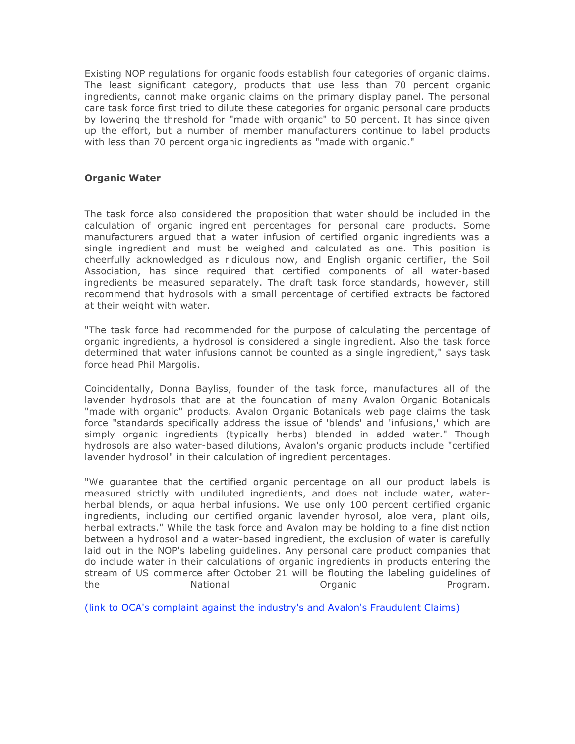Existing NOP regulations for organic foods establish four categories of organic claims. The least significant category, products that use less than 70 percent organic ingredients, cannot make organic claims on the primary display panel. The personal care task force first tried to dilute these categories for organic personal care products by lowering the threshold for "made with organic" to 50 percent. It has since given up the effort, but a number of member manufacturers continue to label products with less than 70 percent organic ingredients as "made with organic."

**Organic Water**

The task force also considered the proposition that water should be included in the calculation of organic ingredient percentages for personal care products. Some manufacturers argued that a water infusion of certified organic ingredients was a single ingredient and must be weighed and calculated as one. This position is cheerfully acknowledged as ridiculous now, and English organic certifier, the Soil Association, has since required that certified components of all water-based ingredients be measured separately. The draft task force standards, however, still recommend that hydrosols with a small percentage of certified extracts be factored at their weight with water.

"The task force had recommended for the purpose of calculating the percentage of organic ingredients, a hydrosol is considered a single ingredient. Also the task force determined that water infusions cannot be counted as a single ingredient," says task force head Phil Margolis.

Coincidentally, Donna Bayliss, founder of the task force, manufactures all of the lavender hydrosols that are at the foundation of many Avalon Organic Botanicals "made with organic" products. Avalon Organic Botanicals web page claims the task force "standards specifically address the issue of 'blends' and 'infusions,' which are simply organic ingredients (typically herbs) blended in added water." Though hydrosols are also water-based dilutions, Avalon's organic products include "certified lavender hydrosol" in their calculation of ingredient percentages.

"We guarantee that the certified organic percentage on all our product labels is measured strictly with undiluted ingredients, and does not include water, water-herbal blends, or aqua herbal infusions. We use only 100 percent certified organic ingredients, including our certified organic lavender hyrosol, aloe vera, plant oils, herbal extracts." While the task force and Avalon may be holding to a fine distinction between a hydrosol and a water-based ingredient, the exclusion of water is carefully laid out in the NOP's labeling guidelines. Any personal care product companies that do include water in their calculations of organic ingredients in products entering the stream of US commerce after October 21 will be flouting the labeling guidelines of the National Organic Program.

(link to OCA's complaint against the industry's and Avalon's Fraudulent Claims)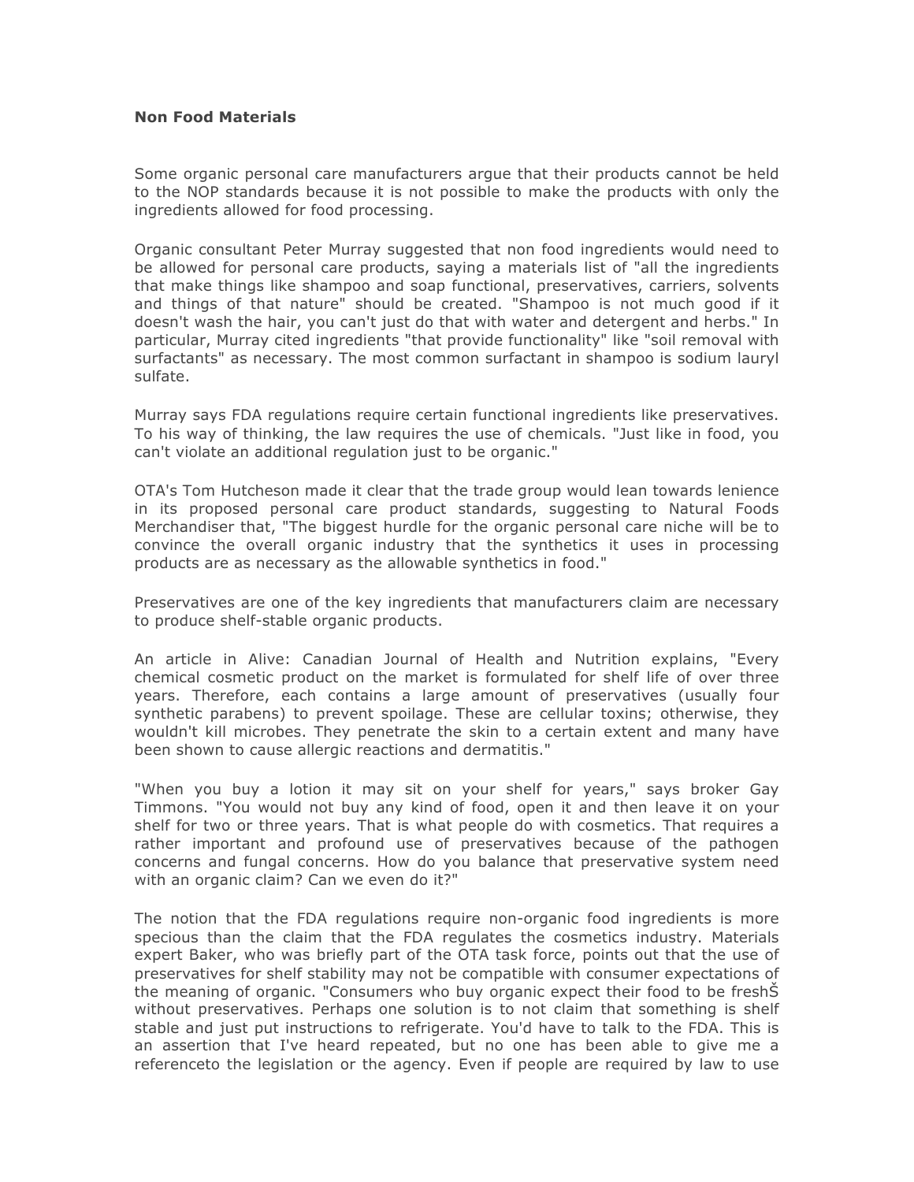**Non Food Materials**

Some organic personal care manufacturers argue that their products cannot be held to the NOP standards because it is not possible to make the products with only the ingredients allowed for food processing.

Organic consultant Peter Murray suggested that non food ingredients would need to be allowed for personal care products, saying a materials list of "all the ingredients that make things like shampoo and soap functional, preservatives, carriers, solvents and things of that nature" should be created. "Shampoo is not much good if it doesn't wash the hair, you can't just do that with water and detergent and herbs." In particular, Murray cited ingredients "that provide functionality" like "soil removal with surfactants" as necessary. The most common surfactant in shampoo is sodium lauryl sulfate.

Murray says FDA regulations require certain functional ingredients like preservatives. To his way of thinking, the law requires the use of chemicals. "Just like in food, you can't violate an additional regulation just to be organic."

OTA's Tom Hutcheson made it clear that the trade group would lean towards lenience in its proposed personal care product standards, suggesting to Natural Foods Merchandiser that, "The biggest hurdle for the organic personal care niche will be to convince the overall organic industry that the synthetics it uses in processing products are as necessary as the allowable synthetics in food."

Preservatives are one of the key ingredients that manufacturers claim are necessary to produce shelf-stable organic products.

An article in Alive: Canadian Journal of Health and Nutrition explains, "Every chemical cosmetic product on the market is formulated for shelf life of over three years. Therefore, each contains a large amount of preservatives (usually four synthetic parabens) to prevent spoilage. These are cellular toxins; otherwise, they wouldn't kill microbes. They penetrate the skin to a certain extent and many have been shown to cause allergic reactions and dermatitis."

"When you buy a lotion it may sit on your shelf for years," says broker Gay Timmons. "You would not buy any kind of food, open it and then leave it on your shelf for two or three years. That is what people do with cosmetics. That requires a rather important and profound use of preservatives because of the pathogen concerns and fungal concerns. How do you balance that preservative system need with an organic claim? Can we even do it?"

The notion that the FDA regulations require non-organic food ingredients is more specious than the claim that the FDA regulates the cosmetics industry. Materials expert Baker, who was briefly part of the OTA task force, points out that the use of preservatives for shelf stability may not be compatible with consumer expectations of the meaning of organic. "Consumers who buy organic expect their food to be freshŠ without preservatives. Perhaps one solution is to not claim that something is shelf stable and just put instructions to refrigerate. You'd have to talk to the FDA. This is an assertion that I've heard repeated, but no one has been able to give me a referenceto the legislation or the agency. Even if people are required by law to use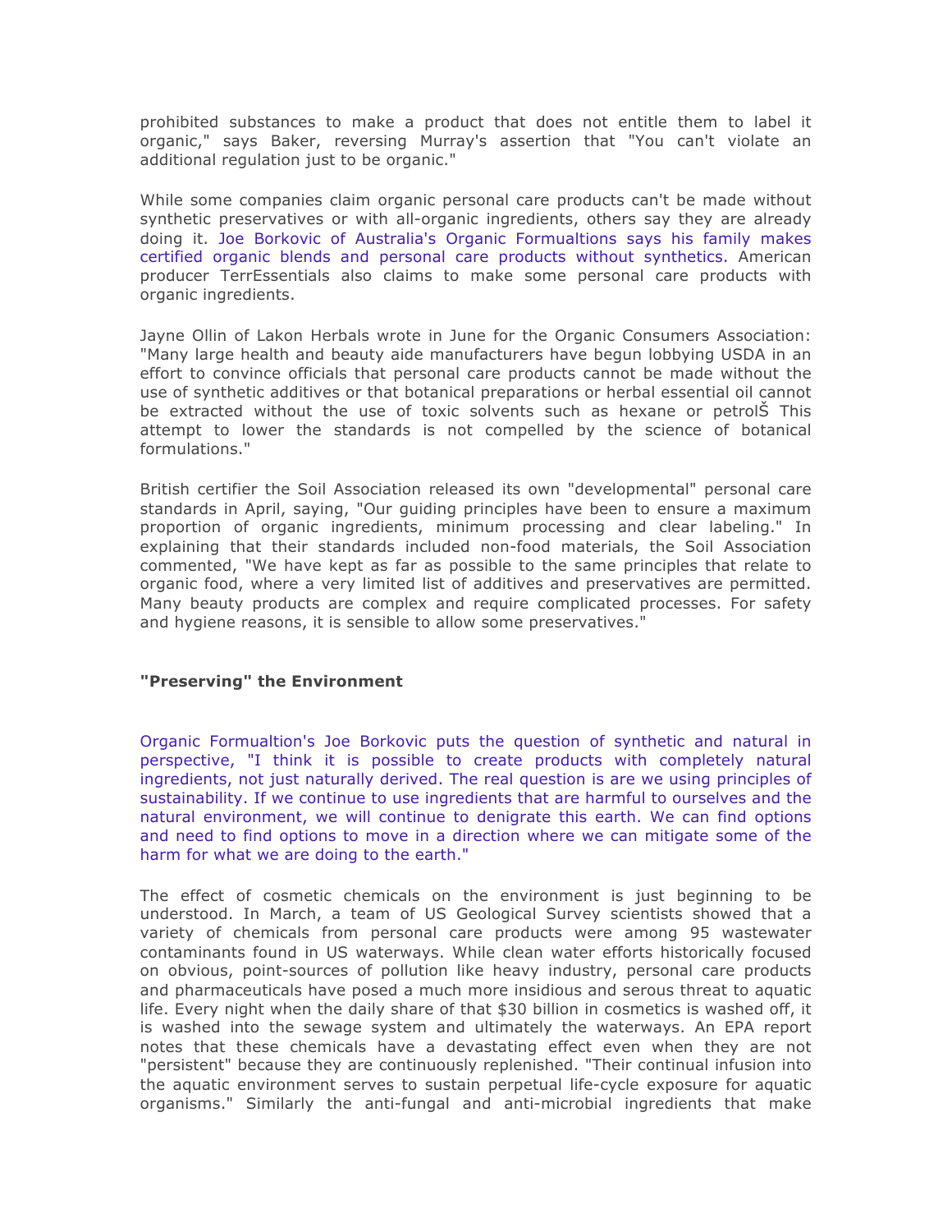prohibited substances to make a product that does not entitle them to label it organic," says Baker, reversing Murray's assertion that "You can't violate an additional regulation just to be organic."

While some companies claim organic personal care products can't be made without synthetic preservatives or with all-organic ingredients, others say they are already doing it. Joe Borkovic of Australia's Organic Formualtions says his family makes certified organic blends and personal care products without synthetics. American producer TerrEssentials also claims to make some personal care products with organic ingredients.

Jayne Ollin of Lakon Herbals wrote in June for the Organic Consumers Association: "Many large health and beauty aide manufacturers have begun lobbying USDA in an effort to convince officials that personal care products cannot be made without the use of synthetic additives or that botanical preparations or herbal essential oil cannot be extracted without the use of toxic solvents such as hexane or petrolŠ This attempt to lower the standards is not compelled by the science of botanical formulations."

British certifier the Soil Association released its own "developmental" personal care standards in April, saying, "Our guiding principles have been to ensure a maximum proportion of organic ingredients, minimum processing and clear labeling." In explaining that their standards included non-food materials, the Soil Association commented, "We have kept as far as possible to the same principles that relate to organic food, where a very limited list of additives and preservatives are permitted. Many beauty products are complex and require complicated processes. For safety and hygiene reasons, it is sensible to allow some preservatives."

**"Preserving" the Environment**

Organic Formualtion's Joe Borkovic puts the question of synthetic and natural in perspective, "I think it is possible to create products with completely natural ingredients, not just naturally derived. The real question is are we using principles of sustainability. If we continue to use ingredients that are harmful to ourselves and the natural environment, we will continue to denigrate this earth. We can find options and need to find options to move in a direction where we can mitigate some of the harm for what we are doing to the earth."

The effect of cosmetic chemicals on the environment is just beginning to be understood. In March, a team of US Geological Survey scientists showed that a variety of chemicals from personal care products were among 95 wastewater contaminants found in US waterways. While clean water efforts historically focused on obvious, point-sources of pollution like heavy industry, personal care products and pharmaceuticals have posed a much more insidious and serous threat to aquatic life. Every night when the daily share of that $30 billion in cosmetics is washed off, it is washed into the sewage system and ultimately the waterways. An EPA report notes that these chemicals have a devastating effect even when they are not "persistent" because they are continuously replenished. "Their continual infusion into the aquatic environment serves to sustain perpetual life-cycle exposure for aquatic organisms." Similarly the anti-fungal and anti-microbial ingredients that make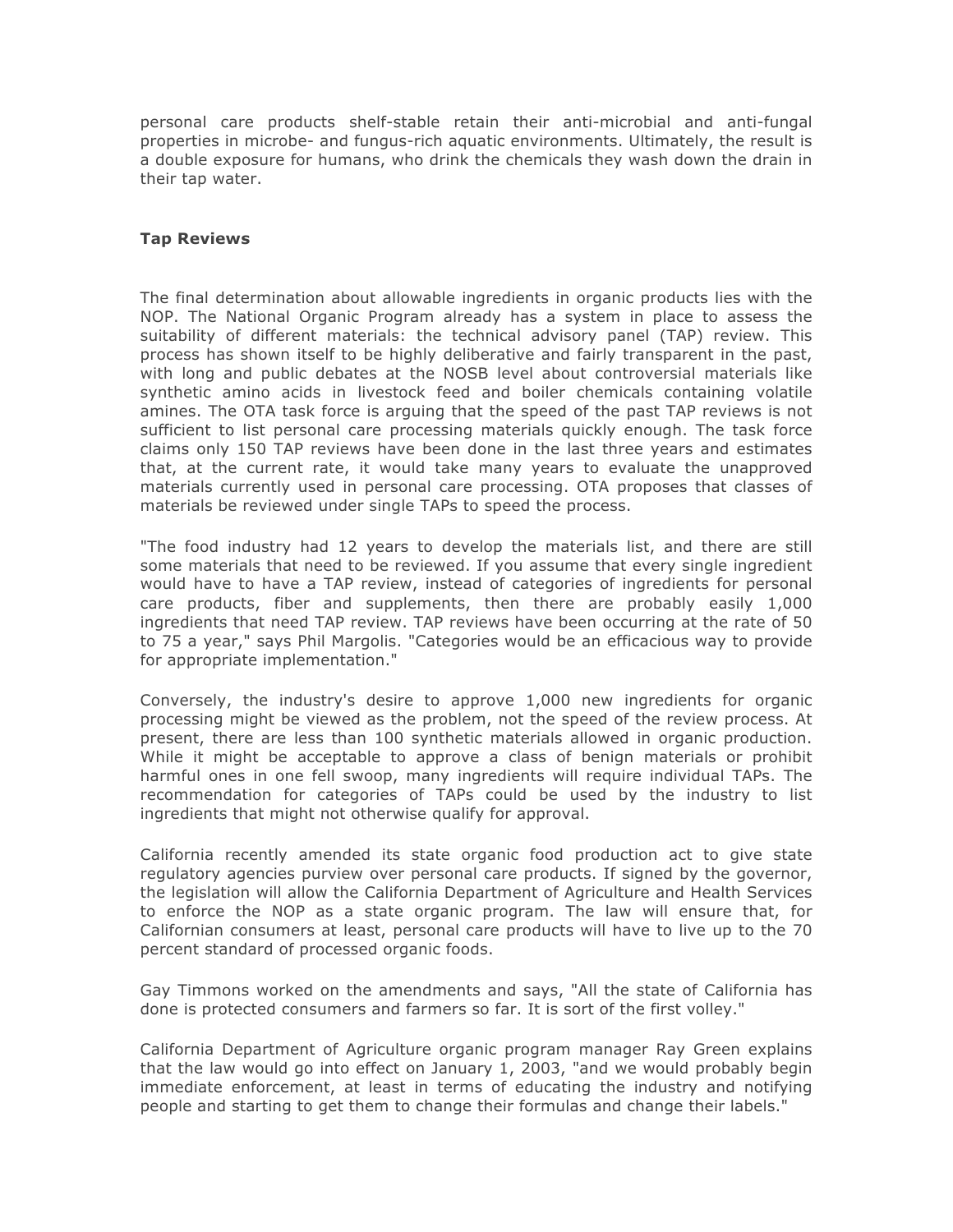personal care products shelf-stable retain their anti-microbial and anti-fungal properties in microbe- and fungus-rich aquatic environments. Ultimately, the result is a double exposure for humans, who drink the chemicals they wash down the drain in their tap water.

**Tap Reviews**

The final determination about allowable ingredients in organic products lies with the NOP. The National Organic Program already has a system in place to assess the suitability of different materials: the technical advisory panel (TAP) review. This process has shown itself to be highly deliberative and fairly transparent in the past, with long and public debates at the NOSB level about controversial materials like synthetic amino acids in livestock feed and boiler chemicals containing volatile amines. The OTA task force is arguing that the speed of the past TAP reviews is not sufficient to list personal care processing materials quickly enough. The task force claims only 150 TAP reviews have been done in the last three years and estimates that, at the current rate, it would take many years to evaluate the unapproved materials currently used in personal care processing. OTA proposes that classes of materials be reviewed under single TAPs to speed the process.

"The food industry had 12 years to develop the materials list, and there are still some materials that need to be reviewed. If you assume that every single ingredient would have to have a TAP review, instead of categories of ingredients for personal care products, fiber and supplements, then there are probably easily 1,000 ingredients that need TAP review. TAP reviews have been occurring at the rate of 50 to 75 a year," says Phil Margolis. "Categories would be an efficacious way to provide for appropriate implementation."

Conversely, the industry's desire to approve 1,000 new ingredients for organic processing might be viewed as the problem, not the speed of the review process. At present, there are less than 100 synthetic materials allowed in organic production. While it might be acceptable to approve a class of benign materials or prohibit harmful ones in one fell swoop, many ingredients will require individual TAPs. The recommendation for categories of TAPs could be used by the industry to list ingredients that might not otherwise qualify for approval.

California recently amended its state organic food production act to give state regulatory agencies purview over personal care products. If signed by the governor, the legislation will allow the California Department of Agriculture and Health Services to enforce the NOP as a state organic program. The law will ensure that, for Californian consumers at least, personal care products will have to live up to the 70 percent standard of processed organic foods.

Gay Timmons worked on the amendments and says, "All the state of California has done is protected consumers and farmers so far. It is sort of the first volley."

California Department of Agriculture organic program manager Ray Green explains that the law would go into effect on January 1, 2003, "and we would probably begin immediate enforcement, at least in terms of educating the industry and notifying people and starting to get them to change their formulas and change their labels."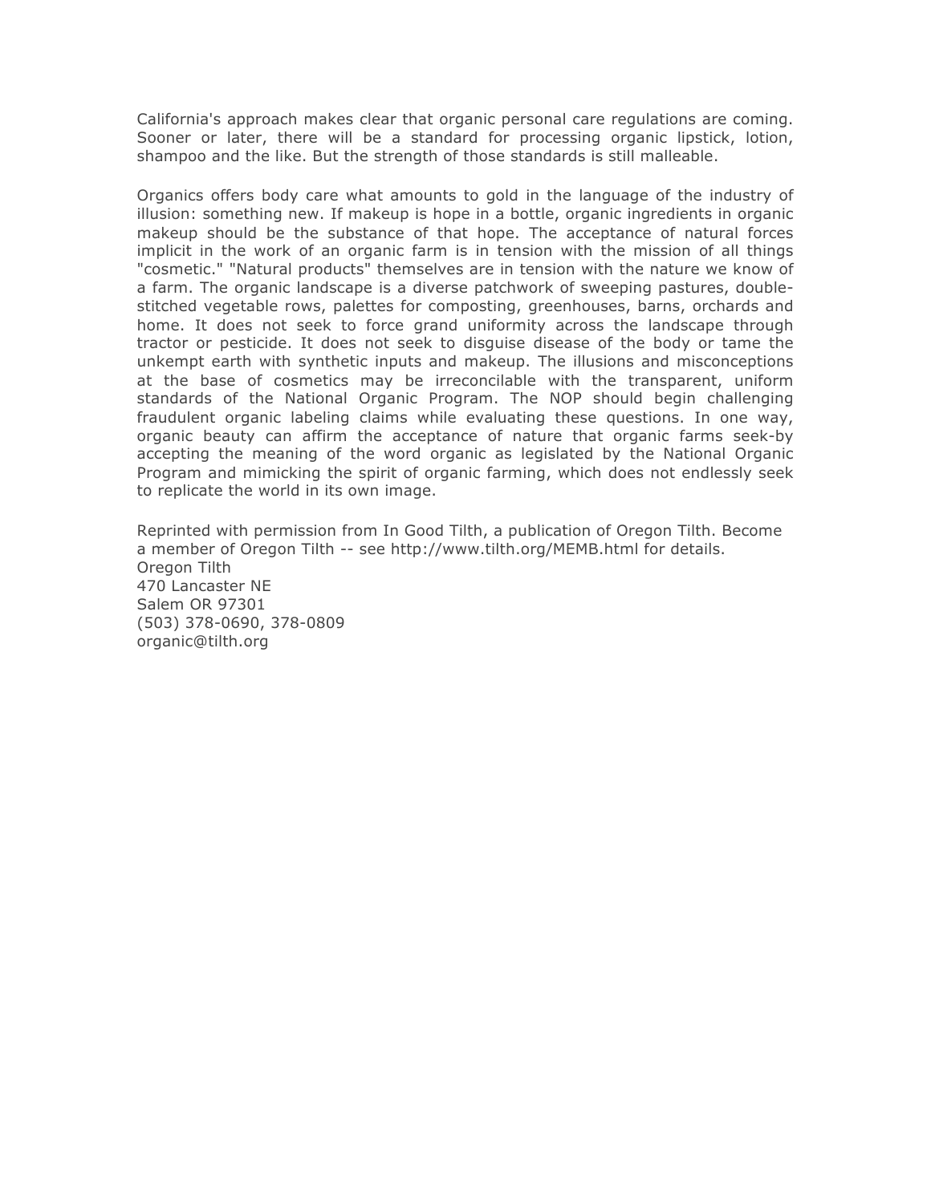California's approach makes clear that organic personal care regulations are coming. Sooner or later, there will be a standard for processing organic lipstick, lotion, shampoo and the like. But the strength of those standards is still malleable.

Organics offers body care what amounts to gold in the language of the industry of illusion: something new. If makeup is hope in a bottle, organic ingredients in organic makeup should be the substance of that hope. The acceptance of natural forces implicit in the work of an organic farm is in tension with the mission of all things "cosmetic." "Natural products" themselves are in tension with the nature we know of a farm. The organic landscape is a diverse patchwork of sweeping pastures, double-stitched vegetable rows, palettes for composting, greenhouses, barns, orchards and home. It does not seek to force grand uniformity across the landscape through tractor or pesticide. It does not seek to disguise disease of the body or tame the unkempt earth with synthetic inputs and makeup. The illusions and misconceptions at the base of cosmetics may be irreconcilable with the transparent, uniform standards of the National Organic Program. The NOP should begin challenging fraudulent organic labeling claims while evaluating these questions. In one way, organic beauty can affirm the acceptance of nature that organic farms seek-by accepting the meaning of the word organic as legislated by the National Organic Program and mimicking the spirit of organic farming, which does not endlessly seek to replicate the world in its own image.

Reprinted with permission from In Good Tilth, a publication of Oregon Tilth. Become a member of Oregon Tilth -- see http://www.tilth.org/MEMB.html for details.
Oregon Tilth
470 Lancaster NE
Salem OR 97301
(503) 378-0690, 378-0809
organic@tilth.org